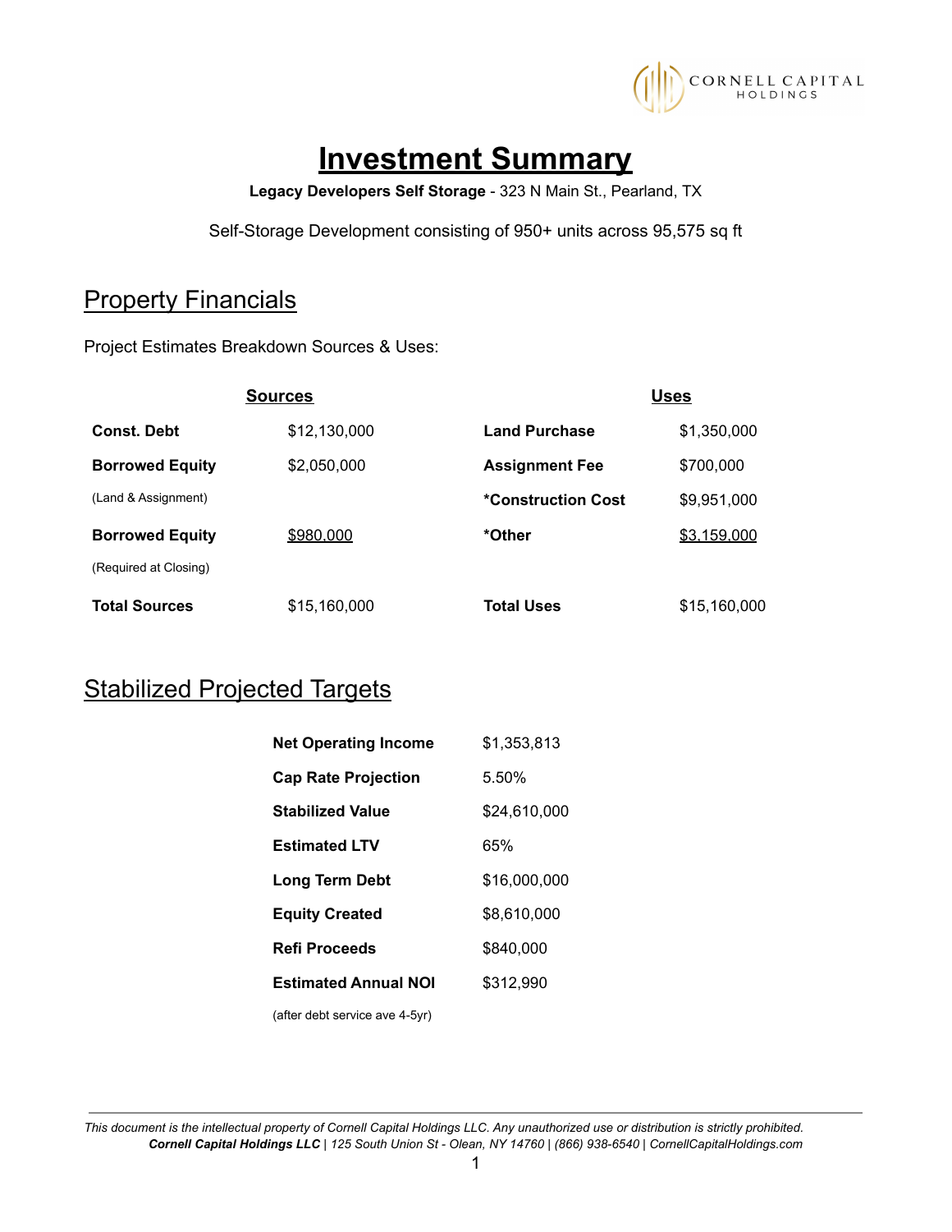# Investment Summary

**Legacy Developers Self Storage** - 323 N Main St., Pearland, TX

Self-Storage Development consisting of 950+ units across 95,575 sq ft

## Property Financials

Project Estimates Breakdown Sources & Uses:

| Sources | | Uses | |
|---|---|---|---|
| **Const. Debt** | $12,130,000 | **Land Purchase** | $1,350,000 |
| **Borrowed Equity** (Land & Assignment) | $2,050,000 | **Assignment Fee** | $700,000 |
| | | ***Construction Cost** | $9,951,000 |
| **Borrowed Equity** (Required at Closing) | $980,000 | ***Other** | $3,159,000 |
| **Total Sources** | $15,160,000 | **Total Uses** | $15,160,000 |

## Stabilized Projected Targets

| | |
|---|---|
| **Net Operating Income** | $1,353,813 |
| **Cap Rate Projection** | 5.50% |
| **Stabilized Value** | $24,610,000 |
| **Estimated LTV** | 65% |
| **Long Term Debt** | $16,000,000 |
| **Equity Created** | $8,610,000 |
| **Refi Proceeds** | $840,000 |
| **Estimated Annual NOI** (after debt service ave 4-5yr) | $312,990 |

*This document is the intellectual property of Cornell Capital Holdings LLC. Any unauthorized use or distribution is strictly prohibited.*
***Cornell Capital Holdings LLC** | 125 South Union St - Olean, NY 14760 | (866) 938-6540 | CornellCapitalHoldings.com*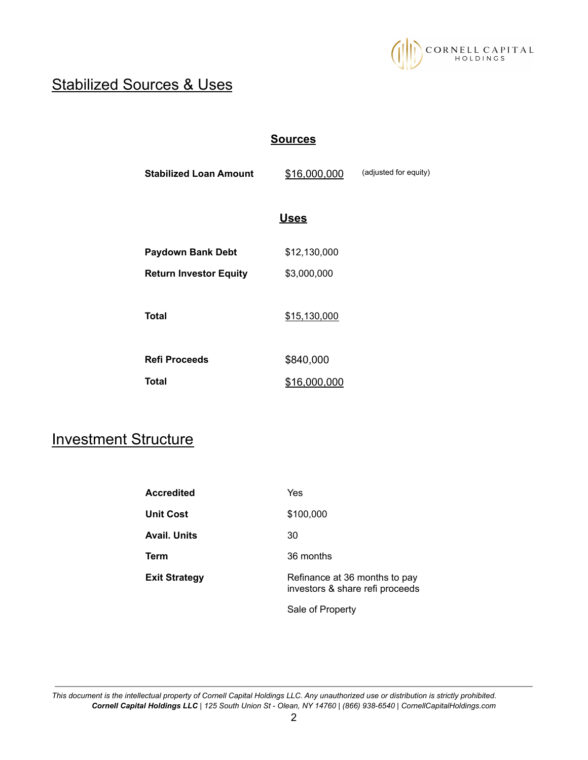## Stabilized Sources & Uses

### Sources

| | | |
|---|---|---|
| **Stabilized Loan Amount** | $16,000,000 | (adjusted for equity) |

### Uses

| | |
|---|---|
| **Paydown Bank Debt** | $12,130,000 |
| **Return Investor Equity** | $3,000,000 |
| **Total** | $15,130,000 |
| **Refi Proceeds** | $840,000 |
| **Total** | $16,000,000 |

## Investment Structure

| | |
|---|---|
| **Accredited** | Yes |
| **Unit Cost** | $100,000 |
| **Avail. Units** | 30 |
| **Term** | 36 months |
| **Exit Strategy** | Refinance at 36 months to pay investors & share refi proceeds<br><br>Sale of Property |

*This document is the intellectual property of Cornell Capital Holdings LLC. Any unauthorized use or distribution is strictly prohibited.*
***Cornell Capital Holdings LLC** | 125 South Union St - Olean, NY 14760 | (866) 938-6540 | CornellCapitalHoldings.com*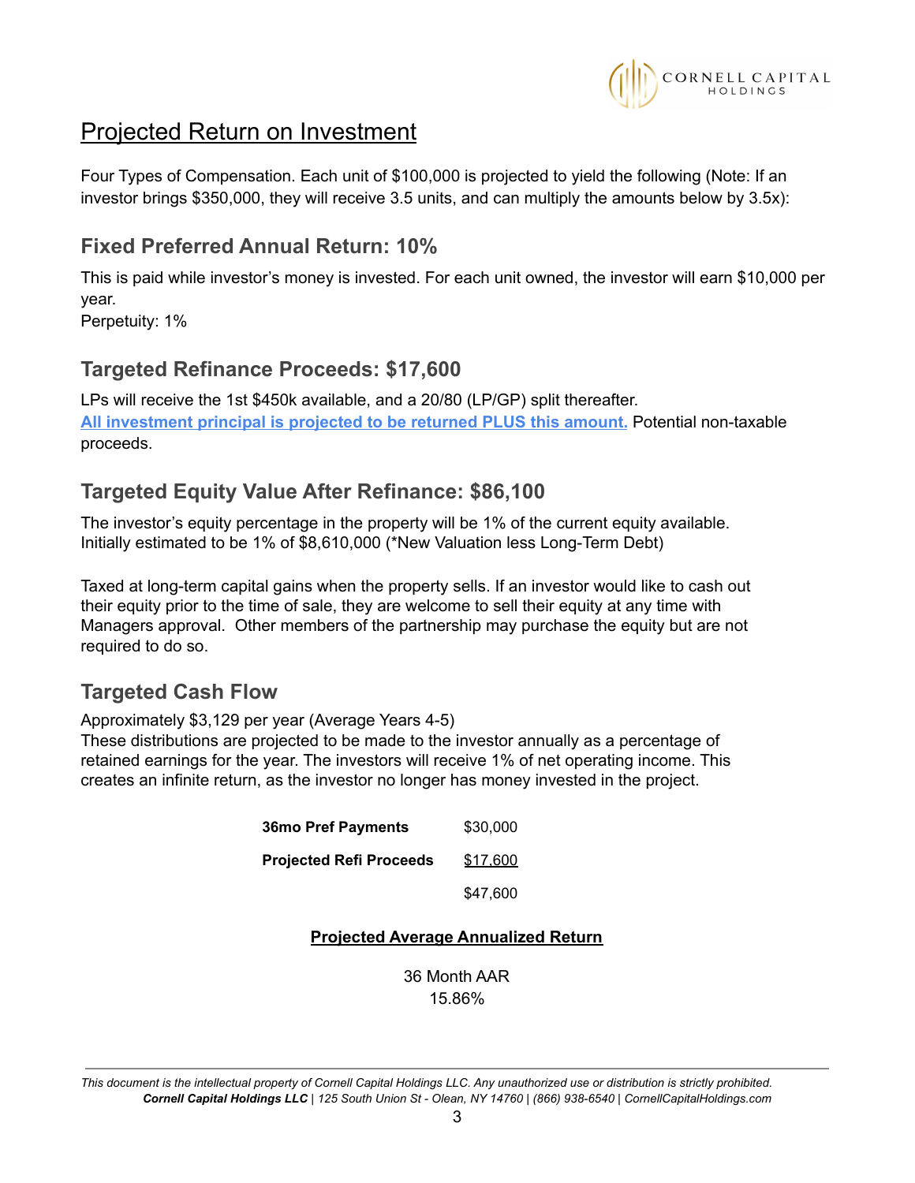# Projected Return on Investment

Four Types of Compensation. Each unit of $100,000 is projected to yield the following (Note: If an investor brings $350,000, they will receive 3.5 units, and can multiply the amounts below by 3.5x):

## Fixed Preferred Annual Return: 10%

This is paid while investor's money is invested. For each unit owned, the investor will earn $10,000 per year.
Perpetuity: 1%

## Targeted Refinance Proceeds: $17,600

LPs will receive the 1st $450k available, and a 20/80 (LP/GP) split thereafter.
**All investment principal is projected to be returned PLUS this amount.** Potential non-taxable proceeds.

## Targeted Equity Value After Refinance: $86,100

The investor's equity percentage in the property will be 1% of the current equity available.
Initially estimated to be 1% of $8,610,000 (*New Valuation less Long-Term Debt)

Taxed at long-term capital gains when the property sells. If an investor would like to cash out their equity prior to the time of sale, they are welcome to sell their equity at any time with Managers approval. Other members of the partnership may purchase the equity but are not required to do so.

## Targeted Cash Flow

Approximately $3,129 per year (Average Years 4-5)
These distributions are projected to be made to the investor annually as a percentage of retained earnings for the year. The investors will receive 1% of net operating income. This creates an infinite return, as the investor no longer has money invested in the project.

| | |
|---|---|
| **36mo Pref Payments** | $30,000 |
| **Projected Refi Proceeds** | $17,600 |
| | $47,600 |

**Projected Average Annualized Return**

36 Month AAR
15.86%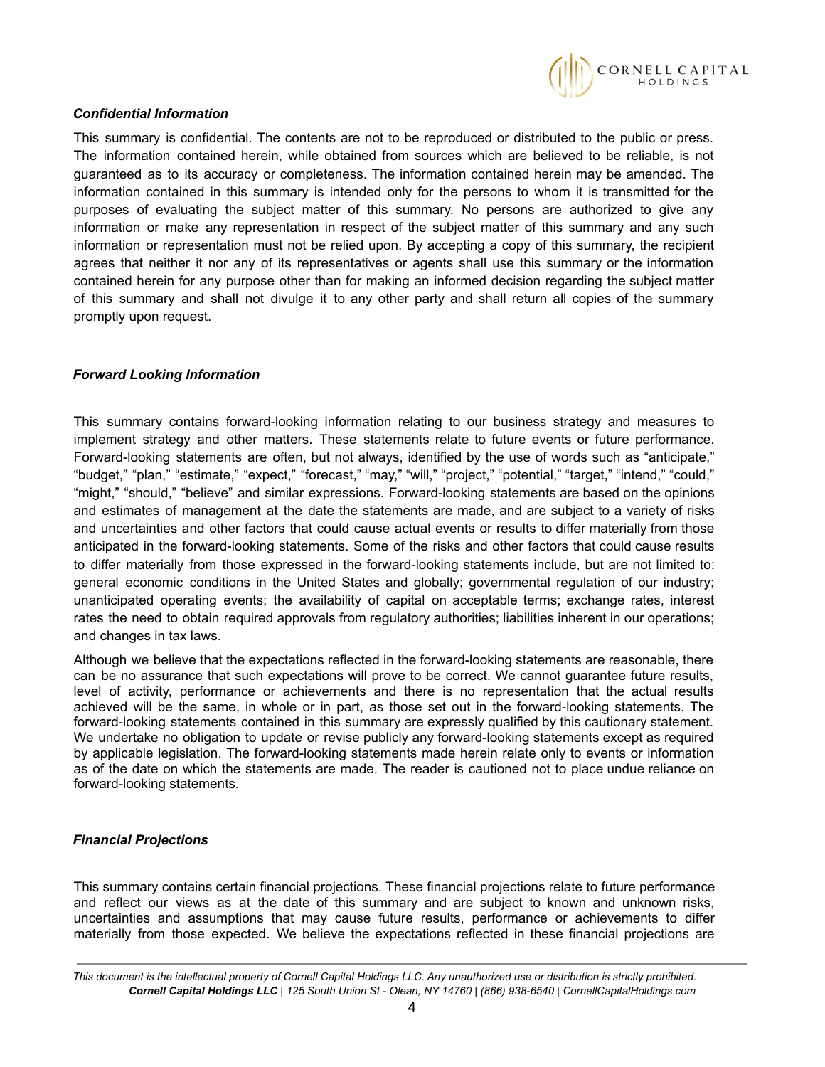### *Confidential Information*

This summary is confidential. The contents are not to be reproduced or distributed to the public or press. The information contained herein, while obtained from sources which are believed to be reliable, is not guaranteed as to its accuracy or completeness. The information contained herein may be amended. The information contained in this summary is intended only for the persons to whom it is transmitted for the purposes of evaluating the subject matter of this summary. No persons are authorized to give any information or make any representation in respect of the subject matter of this summary and any such information or representation must not be relied upon. By accepting a copy of this summary, the recipient agrees that neither it nor any of its representatives or agents shall use this summary or the information contained herein for any purpose other than for making an informed decision regarding the subject matter of this summary and shall not divulge it to any other party and shall return all copies of the summary promptly upon request.

### *Forward Looking Information*

This summary contains forward-looking information relating to our business strategy and measures to implement strategy and other matters. These statements relate to future events or future performance. Forward-looking statements are often, but not always, identified by the use of words such as "anticipate," "budget," "plan," "estimate," "expect," "forecast," "may," "will," "project," "potential," "target," "intend," "could," "might," "should," "believe" and similar expressions. Forward-looking statements are based on the opinions and estimates of management at the date the statements are made, and are subject to a variety of risks and uncertainties and other factors that could cause actual events or results to differ materially from those anticipated in the forward-looking statements. Some of the risks and other factors that could cause results to differ materially from those expressed in the forward-looking statements include, but are not limited to: general economic conditions in the United States and globally; governmental regulation of our industry; unanticipated operating events; the availability of capital on acceptable terms; exchange rates, interest rates the need to obtain required approvals from regulatory authorities; liabilities inherent in our operations; and changes in tax laws.

Although we believe that the expectations reflected in the forward-looking statements are reasonable, there can be no assurance that such expectations will prove to be correct. We cannot guarantee future results, level of activity, performance or achievements and there is no representation that the actual results achieved will be the same, in whole or in part, as those set out in the forward-looking statements. The forward-looking statements contained in this summary are expressly qualified by this cautionary statement. We undertake no obligation to update or revise publicly any forward-looking statements except as required by applicable legislation. The forward-looking statements made herein relate only to events or information as of the date on which the statements are made. The reader is cautioned not to place undue reliance on forward-looking statements.

### *Financial Projections*

This summary contains certain financial projections. These financial projections relate to future performance and reflect our views as at the date of this summary and are subject to known and unknown risks, uncertainties and assumptions that may cause future results, performance or achievements to differ materially from those expected. We believe the expectations reflected in these financial projections are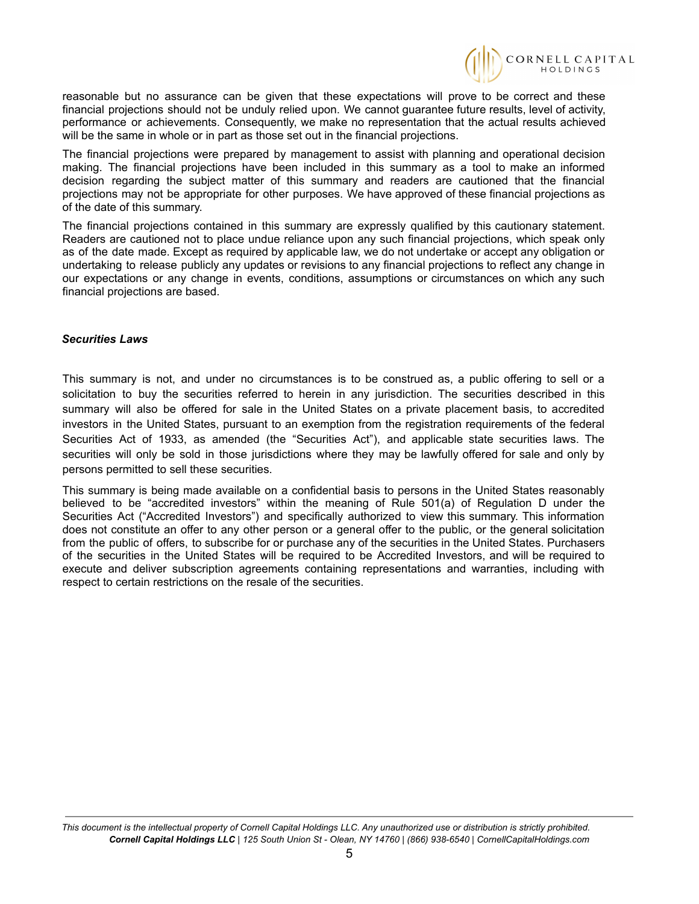reasonable but no assurance can be given that these expectations will prove to be correct and these financial projections should not be unduly relied upon. We cannot guarantee future results, level of activity, performance or achievements. Consequently, we make no representation that the actual results achieved will be the same in whole or in part as those set out in the financial projections.

The financial projections were prepared by management to assist with planning and operational decision making. The financial projections have been included in this summary as a tool to make an informed decision regarding the subject matter of this summary and readers are cautioned that the financial projections may not be appropriate for other purposes. We have approved of these financial projections as of the date of this summary.

The financial projections contained in this summary are expressly qualified by this cautionary statement. Readers are cautioned not to place undue reliance upon any such financial projections, which speak only as of the date made. Except as required by applicable law, we do not undertake or accept any obligation or undertaking to release publicly any updates or revisions to any financial projections to reflect any change in our expectations or any change in events, conditions, assumptions or circumstances on which any such financial projections are based.

***Securities Laws***

This summary is not, and under no circumstances is to be construed as, a public offering to sell or a solicitation to buy the securities referred to herein in any jurisdiction. The securities described in this summary will also be offered for sale in the United States on a private placement basis, to accredited investors in the United States, pursuant to an exemption from the registration requirements of the federal Securities Act of 1933, as amended (the "Securities Act"), and applicable state securities laws. The securities will only be sold in those jurisdictions where they may be lawfully offered for sale and only by persons permitted to sell these securities.

This summary is being made available on a confidential basis to persons in the United States reasonably believed to be "accredited investors" within the meaning of Rule 501(a) of Regulation D under the Securities Act ("Accredited Investors") and specifically authorized to view this summary. This information does not constitute an offer to any other person or a general offer to the public, or the general solicitation from the public of offers, to subscribe for or purchase any of the securities in the United States. Purchasers of the securities in the United States will be required to be Accredited Investors, and will be required to execute and deliver subscription agreements containing representations and warranties, including with respect to certain restrictions on the resale of the securities.